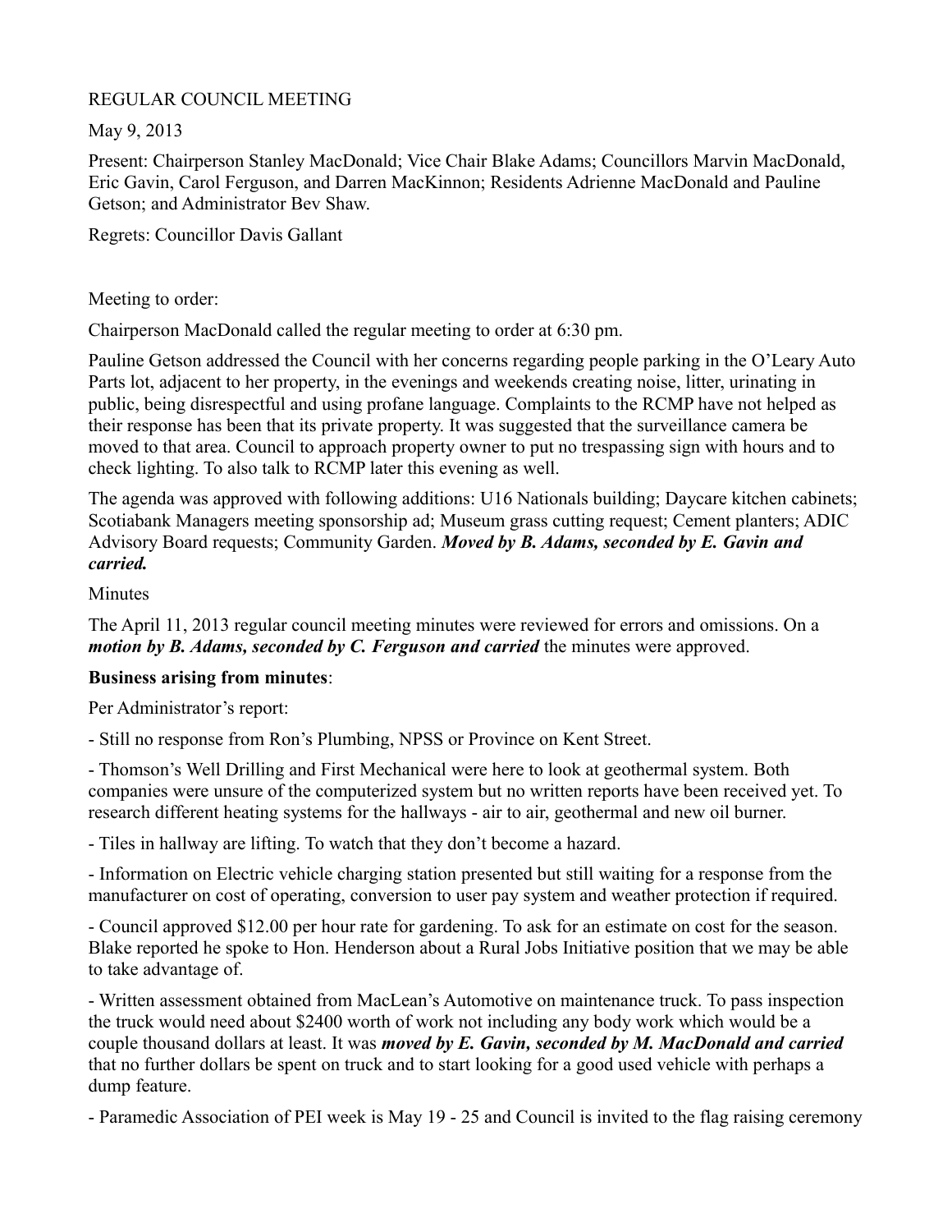REGULAR COUNCIL MEETING

May 9, 2013

Present: Chairperson Stanley MacDonald; Vice Chair Blake Adams; Councillors Marvin MacDonald, Eric Gavin, Carol Ferguson, and Darren MacKinnon; Residents Adrienne MacDonald and Pauline Getson; and Administrator Bev Shaw.

Regrets: Councillor Davis Gallant

Meeting to order:

Chairperson MacDonald called the regular meeting to order at 6:30 pm.

Pauline Getson addressed the Council with her concerns regarding people parking in the O'Leary Auto Parts lot, adjacent to her property, in the evenings and weekends creating noise, litter, urinating in public, being disrespectful and using profane language. Complaints to the RCMP have not helped as their response has been that its private property. It was suggested that the surveillance camera be moved to that area. Council to approach property owner to put no trespassing sign with hours and to check lighting. To also talk to RCMP later this evening as well.

The agenda was approved with following additions: U16 Nationals building; Daycare kitchen cabinets; Scotiabank Managers meeting sponsorship ad; Museum grass cutting request; Cement planters; ADIC Advisory Board requests; Community Garden. ***Moved by B. Adams, seconded by E. Gavin and carried.***

Minutes

The April 11, 2013 regular council meeting minutes were reviewed for errors and omissions. On a ***motion by B. Adams, seconded by C. Ferguson and carried*** the minutes were approved.

**Business arising from minutes**:

Per Administrator's report:

- Still no response from Ron's Plumbing, NPSS or Province on Kent Street.

- Thomson's Well Drilling and First Mechanical were here to look at geothermal system. Both companies were unsure of the computerized system but no written reports have been received yet. To research different heating systems for the hallways - air to air, geothermal and new oil burner.

- Tiles in hallway are lifting. To watch that they don't become a hazard.

- Information on Electric vehicle charging station presented but still waiting for a response from the manufacturer on cost of operating, conversion to user pay system and weather protection if required.

- Council approved $12.00 per hour rate for gardening. To ask for an estimate on cost for the season. Blake reported he spoke to Hon. Henderson about a Rural Jobs Initiative position that we may be able to take advantage of.

- Written assessment obtained from MacLean's Automotive on maintenance truck. To pass inspection the truck would need about $2400 worth of work not including any body work which would be a couple thousand dollars at least. It was ***moved by E. Gavin, seconded by M. MacDonald and carried*** that no further dollars be spent on truck and to start looking for a good used vehicle with perhaps a dump feature.

- Paramedic Association of PEI week is May 19 - 25 and Council is invited to the flag raising ceremony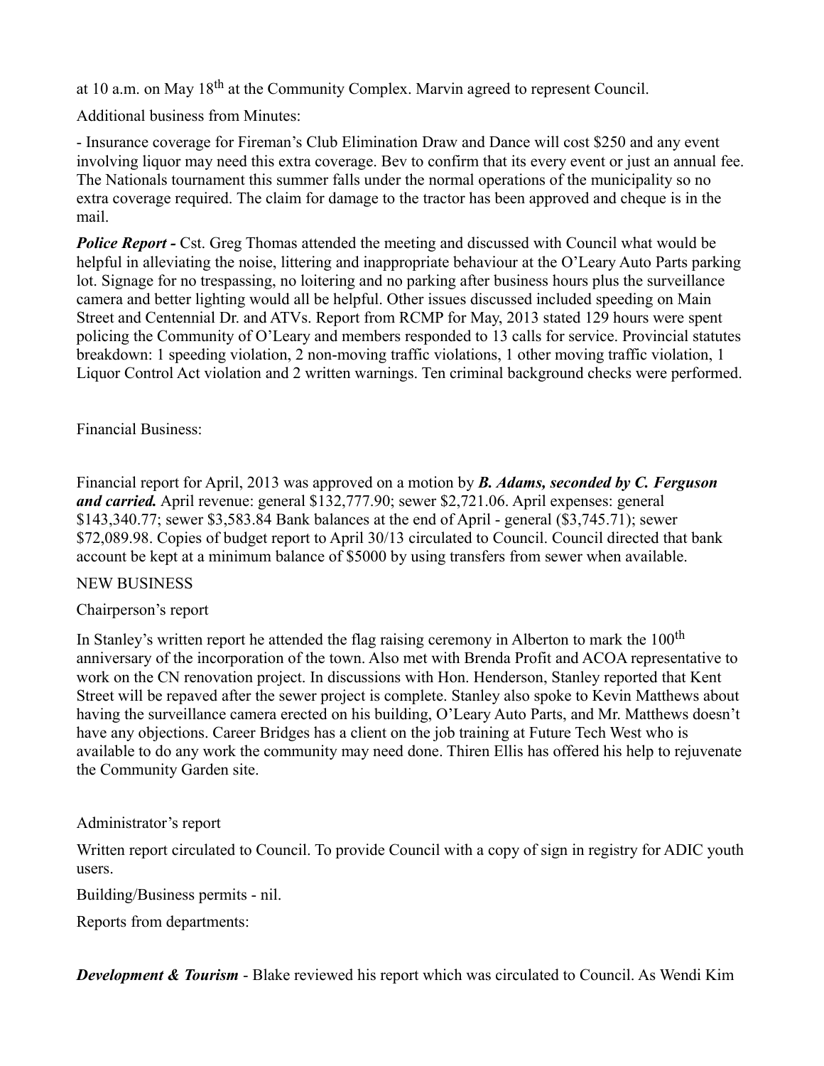at 10 a.m. on May 18th at the Community Complex. Marvin agreed to represent Council.

Additional business from Minutes:

- Insurance coverage for Fireman's Club Elimination Draw and Dance will cost $250 and any event involving liquor may need this extra coverage. Bev to confirm that its every event or just an annual fee. The Nationals tournament this summer falls under the normal operations of the municipality so no extra coverage required. The claim for damage to the tractor has been approved and cheque is in the mail.

***Police Report -*** Cst. Greg Thomas attended the meeting and discussed with Council what would be helpful in alleviating the noise, littering and inappropriate behaviour at the O'Leary Auto Parts parking lot. Signage for no trespassing, no loitering and no parking after business hours plus the surveillance camera and better lighting would all be helpful. Other issues discussed included speeding on Main Street and Centennial Dr. and ATVs. Report from RCMP for May, 2013 stated 129 hours were spent policing the Community of O'Leary and members responded to 13 calls for service. Provincial statutes breakdown: 1 speeding violation, 2 non-moving traffic violations, 1 other moving traffic violation, 1 Liquor Control Act violation and 2 written warnings. Ten criminal background checks were performed.

Financial Business:

Financial report for April, 2013 was approved on a motion by ***B. Adams, seconded by C. Ferguson and carried.*** April revenue: general $132,777.90; sewer $2,721.06. April expenses: general $143,340.77; sewer $3,583.84 Bank balances at the end of April - general ($3,745.71); sewer $72,089.98. Copies of budget report to April 30/13 circulated to Council. Council directed that bank account be kept at a minimum balance of $5000 by using transfers from sewer when available.

NEW BUSINESS

Chairperson's report

In Stanley's written report he attended the flag raising ceremony in Alberton to mark the 100th anniversary of the incorporation of the town. Also met with Brenda Profit and ACOA representative to work on the CN renovation project. In discussions with Hon. Henderson, Stanley reported that Kent Street will be repaved after the sewer project is complete. Stanley also spoke to Kevin Matthews about having the surveillance camera erected on his building, O'Leary Auto Parts, and Mr. Matthews doesn't have any objections. Career Bridges has a client on the job training at Future Tech West who is available to do any work the community may need done. Thiren Ellis has offered his help to rejuvenate the Community Garden site.

Administrator's report

Written report circulated to Council. To provide Council with a copy of sign in registry for ADIC youth users.

Building/Business permits - nil.

Reports from departments:

***Development & Tourism*** - Blake reviewed his report which was circulated to Council. As Wendi Kim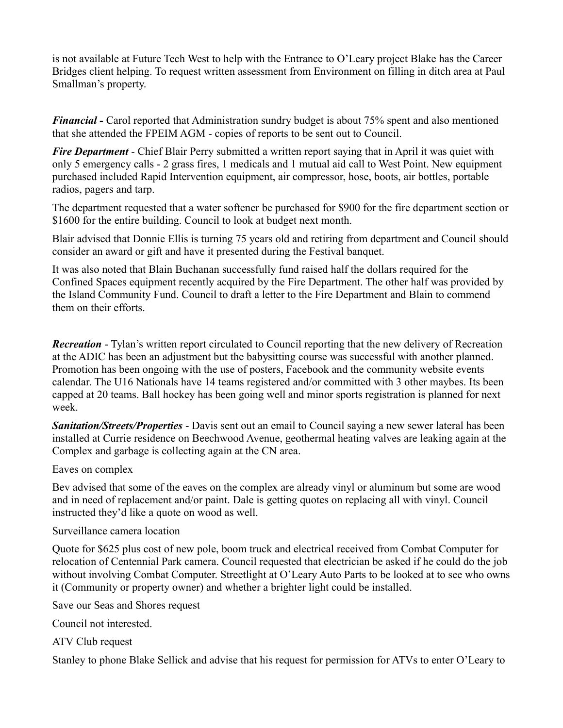is not available at Future Tech West to help with the Entrance to O'Leary project Blake has the Career Bridges client helping. To request written assessment from Environment on filling in ditch area at Paul Smallman's property.

***Financial -*** Carol reported that Administration sundry budget is about 75% spent and also mentioned that she attended the FPEIM AGM - copies of reports to be sent out to Council.

***Fire Department*** - Chief Blair Perry submitted a written report saying that in April it was quiet with only 5 emergency calls - 2 grass fires, 1 medicals and 1 mutual aid call to West Point. New equipment purchased included Rapid Intervention equipment, air compressor, hose, boots, air bottles, portable radios, pagers and tarp.

The department requested that a water softener be purchased for $900 for the fire department section or $1600 for the entire building. Council to look at budget next month.

Blair advised that Donnie Ellis is turning 75 years old and retiring from department and Council should consider an award or gift and have it presented during the Festival banquet.

It was also noted that Blain Buchanan successfully fund raised half the dollars required for the Confined Spaces equipment recently acquired by the Fire Department. The other half was provided by the Island Community Fund. Council to draft a letter to the Fire Department and Blain to commend them on their efforts.

***Recreation*** - Tylan's written report circulated to Council reporting that the new delivery of Recreation at the ADIC has been an adjustment but the babysitting course was successful with another planned. Promotion has been ongoing with the use of posters, Facebook and the community website events calendar. The U16 Nationals have 14 teams registered and/or committed with 3 other maybes. Its been capped at 20 teams. Ball hockey has been going well and minor sports registration is planned for next week.

***Sanitation/Streets/Properties*** - Davis sent out an email to Council saying a new sewer lateral has been installed at Currie residence on Beechwood Avenue, geothermal heating valves are leaking again at the Complex and garbage is collecting again at the CN area.

Eaves on complex

Bev advised that some of the eaves on the complex are already vinyl or aluminum but some are wood and in need of replacement and/or paint. Dale is getting quotes on replacing all with vinyl. Council instructed they'd like a quote on wood as well.

Surveillance camera location

Quote for $625 plus cost of new pole, boom truck and electrical received from Combat Computer for relocation of Centennial Park camera. Council requested that electrician be asked if he could do the job without involving Combat Computer. Streetlight at O'Leary Auto Parts to be looked at to see who owns it (Community or property owner) and whether a brighter light could be installed.

Save our Seas and Shores request

Council not interested.

ATV Club request

Stanley to phone Blake Sellick and advise that his request for permission for ATVs to enter O'Leary to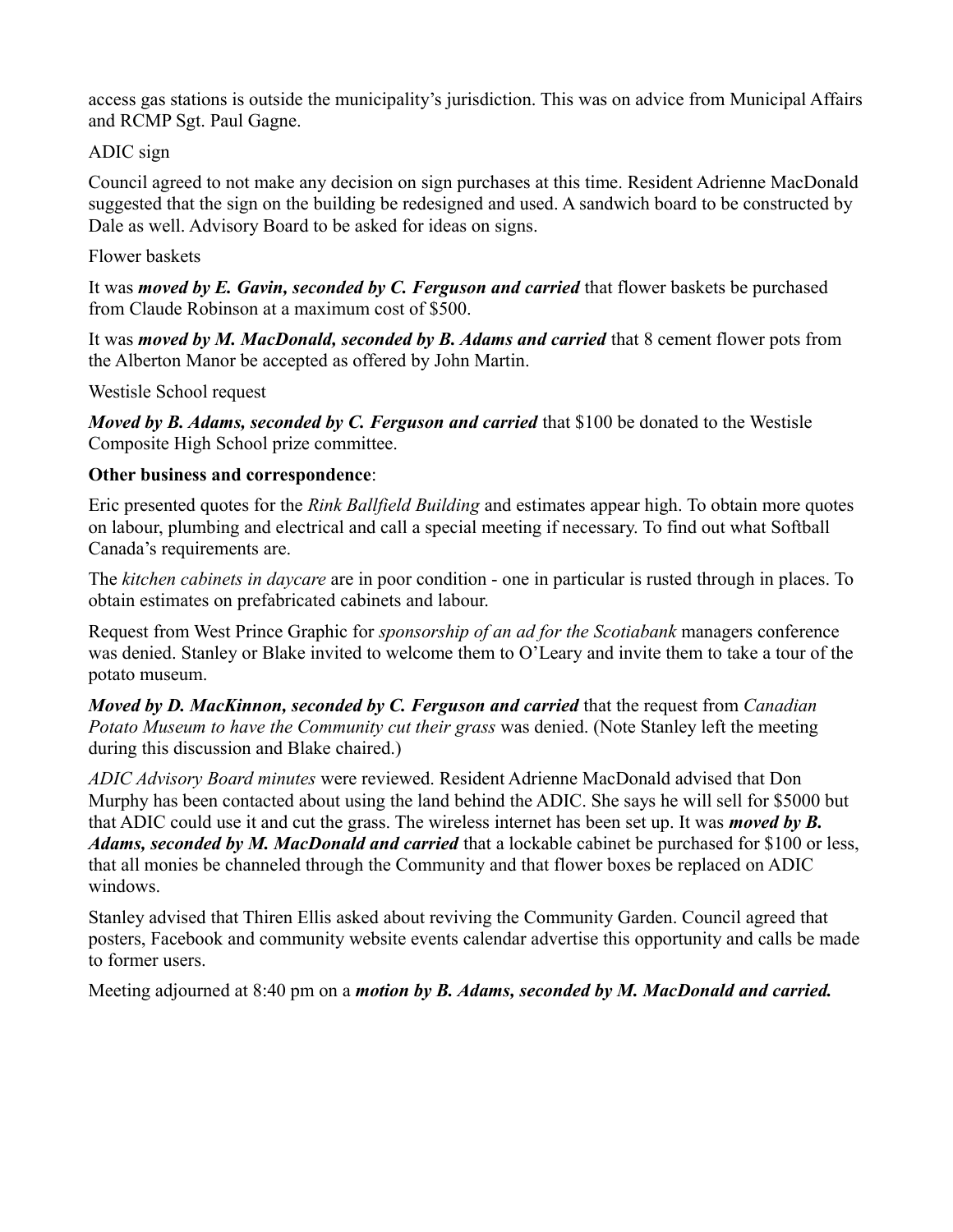access gas stations is outside the municipality's jurisdiction. This was on advice from Municipal Affairs and RCMP Sgt. Paul Gagne.

ADIC sign

Council agreed to not make any decision on sign purchases at this time. Resident Adrienne MacDonald suggested that the sign on the building be redesigned and used. A sandwich board to be constructed by Dale as well. Advisory Board to be asked for ideas on signs.

Flower baskets

It was ***moved by E. Gavin, seconded by C. Ferguson and carried*** that flower baskets be purchased from Claude Robinson at a maximum cost of $500.

It was ***moved by M. MacDonald, seconded by B. Adams and carried*** that 8 cement flower pots from the Alberton Manor be accepted as offered by John Martin.

Westisle School request

***Moved by B. Adams, seconded by C. Ferguson and carried*** that $100 be donated to the Westisle Composite High School prize committee.

**Other business and correspondence**:

Eric presented quotes for the *Rink Ballfield Building* and estimates appear high. To obtain more quotes on labour, plumbing and electrical and call a special meeting if necessary. To find out what Softball Canada's requirements are.

The *kitchen cabinets in daycare* are in poor condition - one in particular is rusted through in places. To obtain estimates on prefabricated cabinets and labour.

Request from West Prince Graphic for *sponsorship of an ad for the Scotiabank* managers conference was denied. Stanley or Blake invited to welcome them to O'Leary and invite them to take a tour of the potato museum.

***Moved by D. MacKinnon, seconded by C. Ferguson and carried*** that the request from *Canadian Potato Museum to have the Community cut their grass* was denied. (Note Stanley left the meeting during this discussion and Blake chaired.)

*ADIC Advisory Board minutes* were reviewed. Resident Adrienne MacDonald advised that Don Murphy has been contacted about using the land behind the ADIC. She says he will sell for $5000 but that ADIC could use it and cut the grass. The wireless internet has been set up. It was ***moved by B. Adams, seconded by M. MacDonald and carried*** that a lockable cabinet be purchased for $100 or less, that all monies be channeled through the Community and that flower boxes be replaced on ADIC windows.

Stanley advised that Thiren Ellis asked about reviving the Community Garden. Council agreed that posters, Facebook and community website events calendar advertise this opportunity and calls be made to former users.

Meeting adjourned at 8:40 pm on a ***motion by B. Adams, seconded by M. MacDonald and carried.***